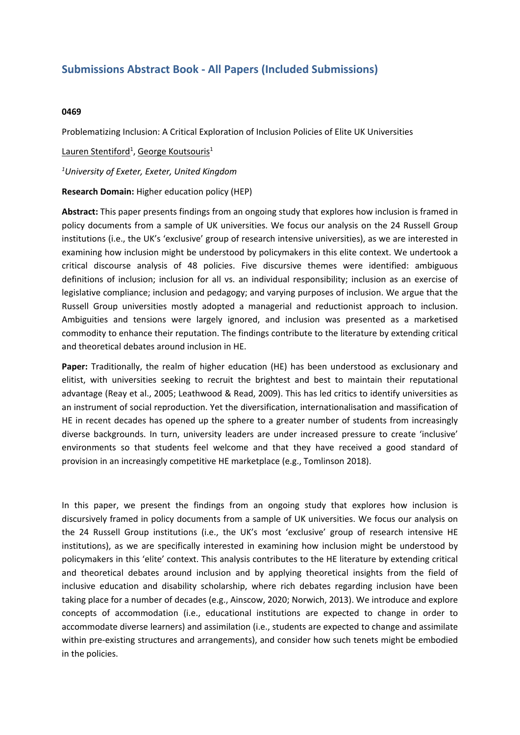## Submissions Abstract Book - All Papers (Included Submissions)

**0469**

Problematizing Inclusion: A Critical Exploration of Inclusion Policies of Elite UK Universities

Lauren Stentiford[1], George Koutsouris[1]

*[1]University of Exeter, Exeter, United Kingdom*

**Research Domain:** Higher education policy (HEP)

**Abstract:** This paper presents findings from an ongoing study that explores how inclusion is framed in policy documents from a sample of UK universities. We focus our analysis on the 24 Russell Group institutions (i.e., the UK's 'exclusive' group of research intensive universities), as we are interested in examining how inclusion might be understood by policymakers in this elite context. We undertook a critical discourse analysis of 48 policies. Five discursive themes were identified: ambiguous definitions of inclusion; inclusion for all vs. an individual responsibility; inclusion as an exercise of legislative compliance; inclusion and pedagogy; and varying purposes of inclusion. We argue that the Russell Group universities mostly adopted a managerial and reductionist approach to inclusion. Ambiguities and tensions were largely ignored, and inclusion was presented as a marketised commodity to enhance their reputation. The findings contribute to the literature by extending critical and theoretical debates around inclusion in HE.

**Paper:** Traditionally, the realm of higher education (HE) has been understood as exclusionary and elitist, with universities seeking to recruit the brightest and best to maintain their reputational advantage (Reay et al., 2005; Leathwood & Read, 2009). This has led critics to identify universities as an instrument of social reproduction. Yet the diversification, internationalisation and massification of HE in recent decades has opened up the sphere to a greater number of students from increasingly diverse backgrounds. In turn, university leaders are under increased pressure to create 'inclusive' environments so that students feel welcome and that they have received a good standard of provision in an increasingly competitive HE marketplace (e.g., Tomlinson 2018).

In this paper, we present the findings from an ongoing study that explores how inclusion is discursively framed in policy documents from a sample of UK universities. We focus our analysis on the 24 Russell Group institutions (i.e., the UK's most 'exclusive' group of research intensive HE institutions), as we are specifically interested in examining how inclusion might be understood by policymakers in this 'elite' context. This analysis contributes to the HE literature by extending critical and theoretical debates around inclusion and by applying theoretical insights from the field of inclusive education and disability scholarship, where rich debates regarding inclusion have been taking place for a number of decades (e.g., Ainscow, 2020; Norwich, 2013). We introduce and explore concepts of accommodation (i.e., educational institutions are expected to change in order to accommodate diverse learners) and assimilation (i.e., students are expected to change and assimilate within pre-existing structures and arrangements), and consider how such tenets might be embodied in the policies.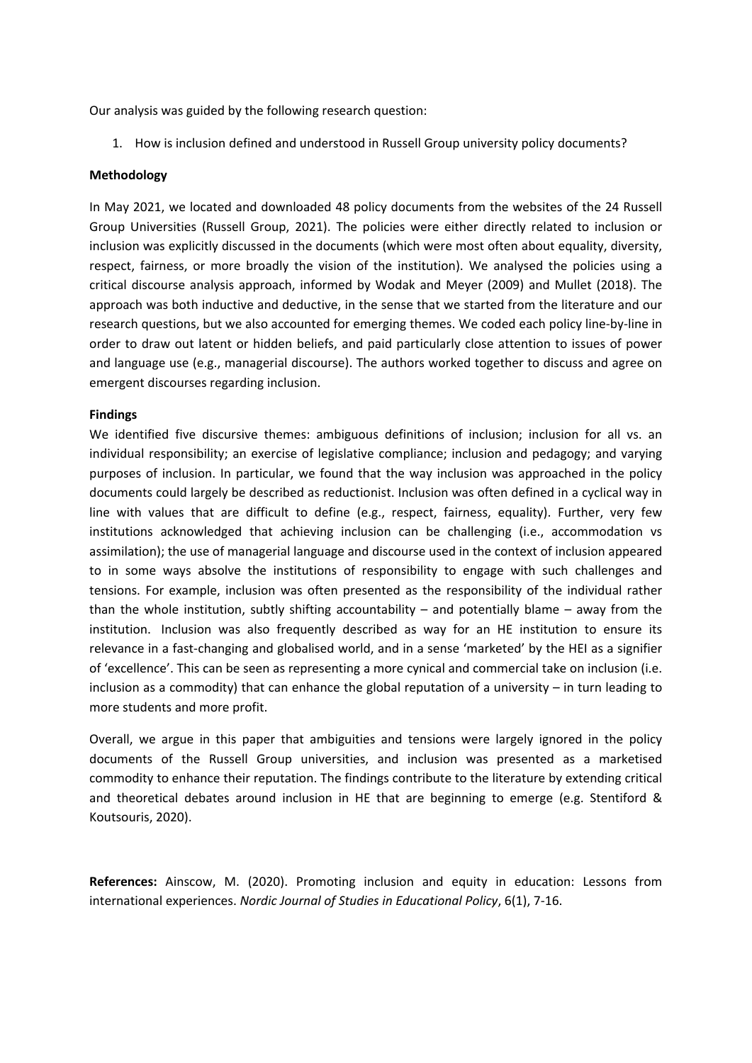Our analysis was guided by the following research question:

1. How is inclusion defined and understood in Russell Group university policy documents?

**Methodology**

In May 2021, we located and downloaded 48 policy documents from the websites of the 24 Russell Group Universities (Russell Group, 2021). The policies were either directly related to inclusion or inclusion was explicitly discussed in the documents (which were most often about equality, diversity, respect, fairness, or more broadly the vision of the institution). We analysed the policies using a critical discourse analysis approach, informed by Wodak and Meyer (2009) and Mullet (2018). The approach was both inductive and deductive, in the sense that we started from the literature and our research questions, but we also accounted for emerging themes. We coded each policy line-by-line in order to draw out latent or hidden beliefs, and paid particularly close attention to issues of power and language use (e.g., managerial discourse). The authors worked together to discuss and agree on emergent discourses regarding inclusion.

**Findings**

We identified five discursive themes: ambiguous definitions of inclusion; inclusion for all vs. an individual responsibility; an exercise of legislative compliance; inclusion and pedagogy; and varying purposes of inclusion. In particular, we found that the way inclusion was approached in the policy documents could largely be described as reductionist. Inclusion was often defined in a cyclical way in line with values that are difficult to define (e.g., respect, fairness, equality). Further, very few institutions acknowledged that achieving inclusion can be challenging (i.e., accommodation vs assimilation); the use of managerial language and discourse used in the context of inclusion appeared to in some ways absolve the institutions of responsibility to engage with such challenges and tensions. For example, inclusion was often presented as the responsibility of the individual rather than the whole institution, subtly shifting accountability – and potentially blame – away from the institution. Inclusion was also frequently described as way for an HE institution to ensure its relevance in a fast-changing and globalised world, and in a sense 'marketed' by the HEI as a signifier of 'excellence'. This can be seen as representing a more cynical and commercial take on inclusion (i.e. inclusion as a commodity) that can enhance the global reputation of a university – in turn leading to more students and more profit.

Overall, we argue in this paper that ambiguities and tensions were largely ignored in the policy documents of the Russell Group universities, and inclusion was presented as a marketised commodity to enhance their reputation. The findings contribute to the literature by extending critical and theoretical debates around inclusion in HE that are beginning to emerge (e.g. Stentiford & Koutsouris, 2020).

**References:** Ainscow, M. (2020). Promoting inclusion and equity in education: Lessons from international experiences. *Nordic Journal of Studies in Educational Policy*, 6(1), 7-16.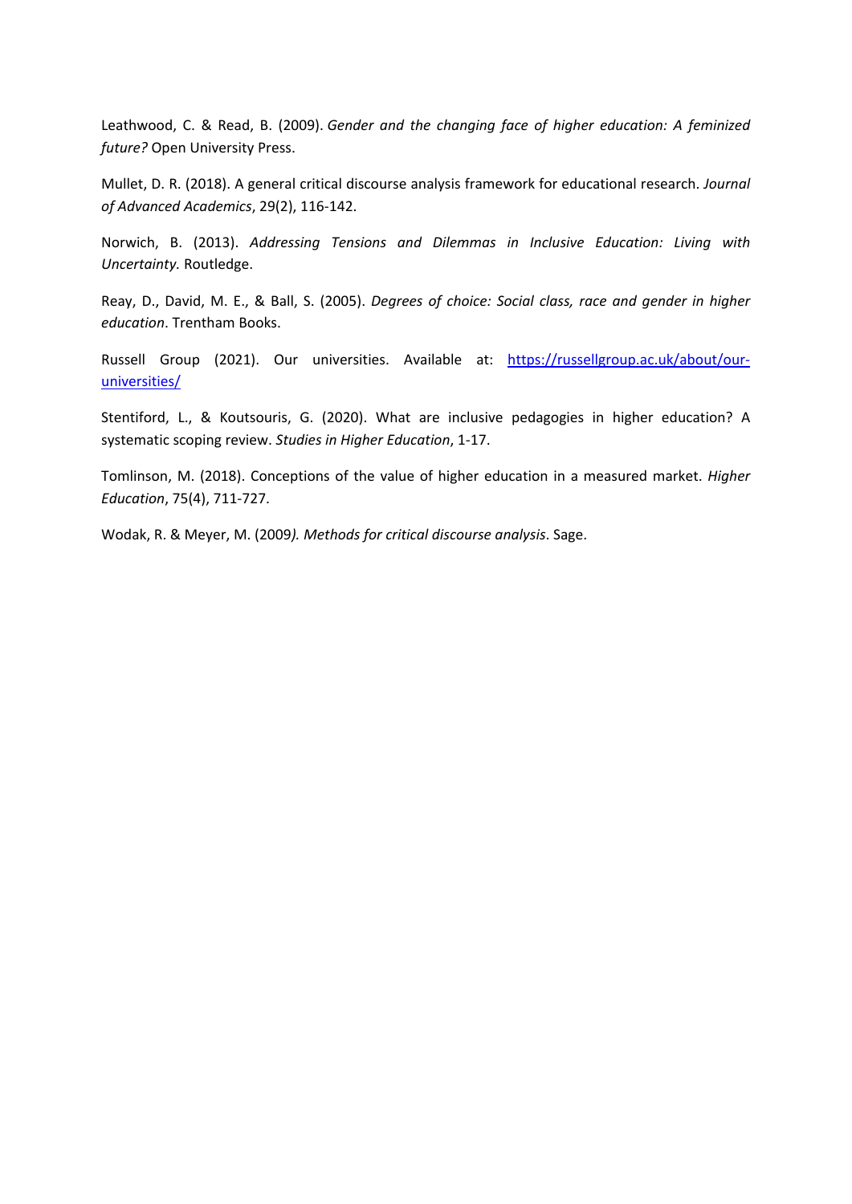Leathwood, C. & Read, B. (2009). *Gender and the changing face of higher education: A feminized future?* Open University Press.

Mullet, D. R. (2018). A general critical discourse analysis framework for educational research. *Journal of Advanced Academics*, 29(2), 116-142.

Norwich, B. (2013). *Addressing Tensions and Dilemmas in Inclusive Education: Living with Uncertainty.* Routledge.

Reay, D., David, M. E., & Ball, S. (2005). *Degrees of choice: Social class, race and gender in higher education*. Trentham Books.

Russell Group (2021). Our universities. Available at: https://russellgroup.ac.uk/about/our-universities/

Stentiford, L., & Koutsouris, G. (2020). What are inclusive pedagogies in higher education? A systematic scoping review. *Studies in Higher Education*, 1-17.

Tomlinson, M. (2018). Conceptions of the value of higher education in a measured market. *Higher Education*, 75(4), 711-727.

Wodak, R. & Meyer, M. (2009*). Methods for critical discourse analysis*. Sage.